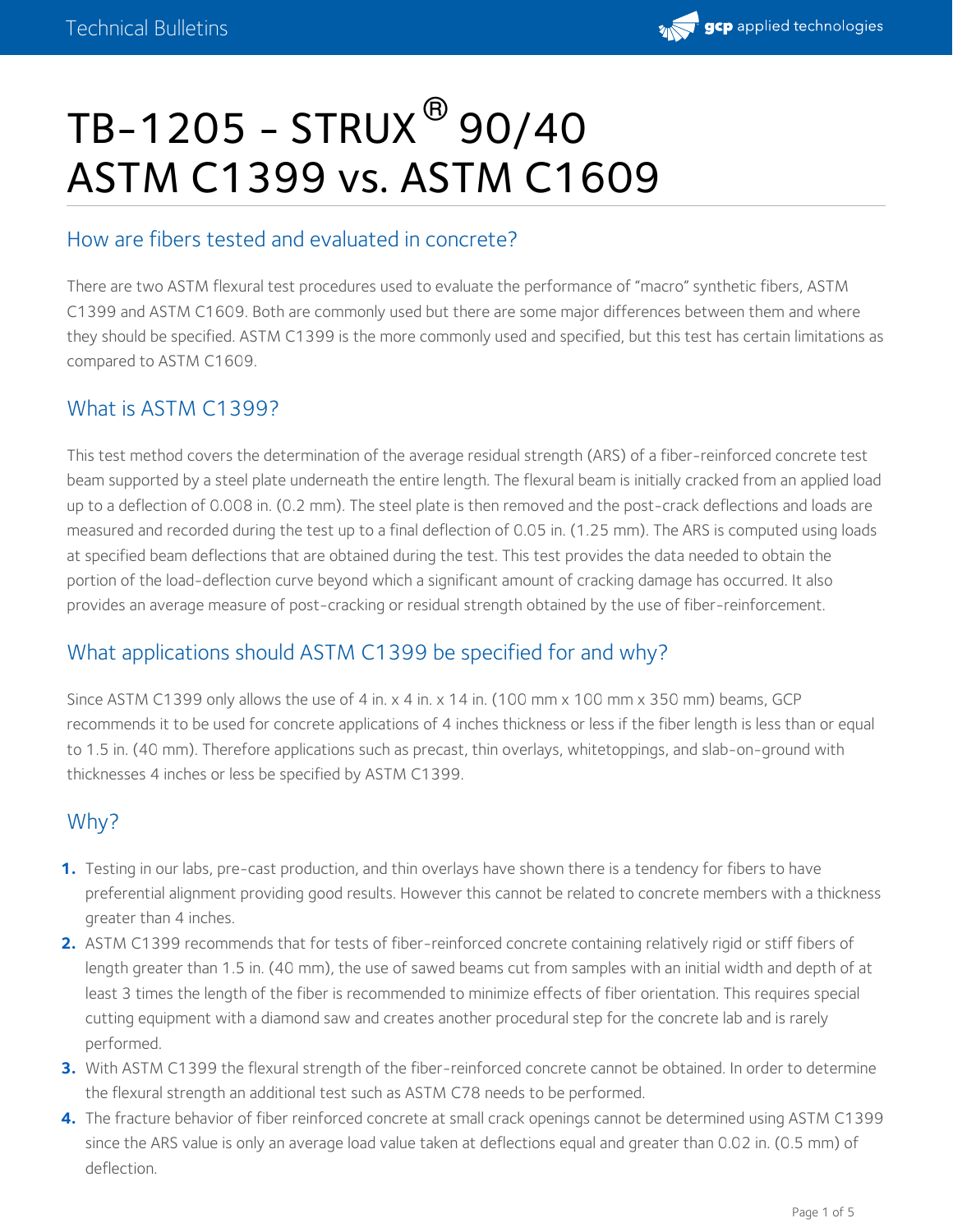# TB-1205 - STRUX® 90/40 ASTM C1399 vs. ASTM C1609

## How are fibers tested and evaluated in concrete?

There are two ASTM flexural test procedures used to evaluate the performance of "macro" synthetic fibers, ASTM C1399 and ASTM C1609. Both are commonly used but there are some major differences between them and where they should be specified. ASTM C1399 is the more commonly used and specified, but this test has certain limitations as compared to ASTM C1609.

## What is ASTM C1399?

This test method covers the determination of the average residual strength (ARS) of a fiber-reinforced concrete test beam supported by a steel plate underneath the entire length. The flexural beam is initially cracked from an applied load up to a deflection of 0.008 in. (0.2 mm). The steel plate is then removed and the post-crack deflections and loads are measured and recorded during the test up to a final deflection of 0.05 in. (1.25 mm). The ARS is computed using loads at specified beam deflections that are obtained during the test. This test provides the data needed to obtain the portion of the load-deflection curve beyond which a significant amount of cracking damage has occurred. It also provides an average measure of post-cracking or residual strength obtained by the use of fiber-reinforcement.

## What applications should ASTM C1399 be specified for and why?

Since ASTM C1399 only allows the use of 4 in. x 4 in. x 14 in. (100 mm x 100 mm x 350 mm) beams, GCP recommends it to be used for concrete applications of 4 inches thickness or less if the fiber length is less than or equal to 1.5 in. (40 mm). Therefore applications such as precast, thin overlays, whitetoppings, and slab-on-ground with thicknesses 4 inches or less be specified by ASTM C1399.

## Why?

1. Testing in our labs, pre-cast production, and thin overlays have shown there is a tendency for fibers to have preferential alignment providing good results. However this cannot be related to concrete members with a thickness greater than 4 inches.
2. ASTM C1399 recommends that for tests of fiber-reinforced concrete containing relatively rigid or stiff fibers of length greater than 1.5 in. (40 mm), the use of sawed beams cut from samples with an initial width and depth of at least 3 times the length of the fiber is recommended to minimize effects of fiber orientation. This requires special cutting equipment with a diamond saw and creates another procedural step for the concrete lab and is rarely performed.
3. With ASTM C1399 the flexural strength of the fiber-reinforced concrete cannot be obtained. In order to determine the flexural strength an additional test such as ASTM C78 needs to be performed.
4. The fracture behavior of fiber reinforced concrete at small crack openings cannot be determined using ASTM C1399 since the ARS value is only an average load value taken at deflections equal and greater than 0.02 in. (0.5 mm) of deflection.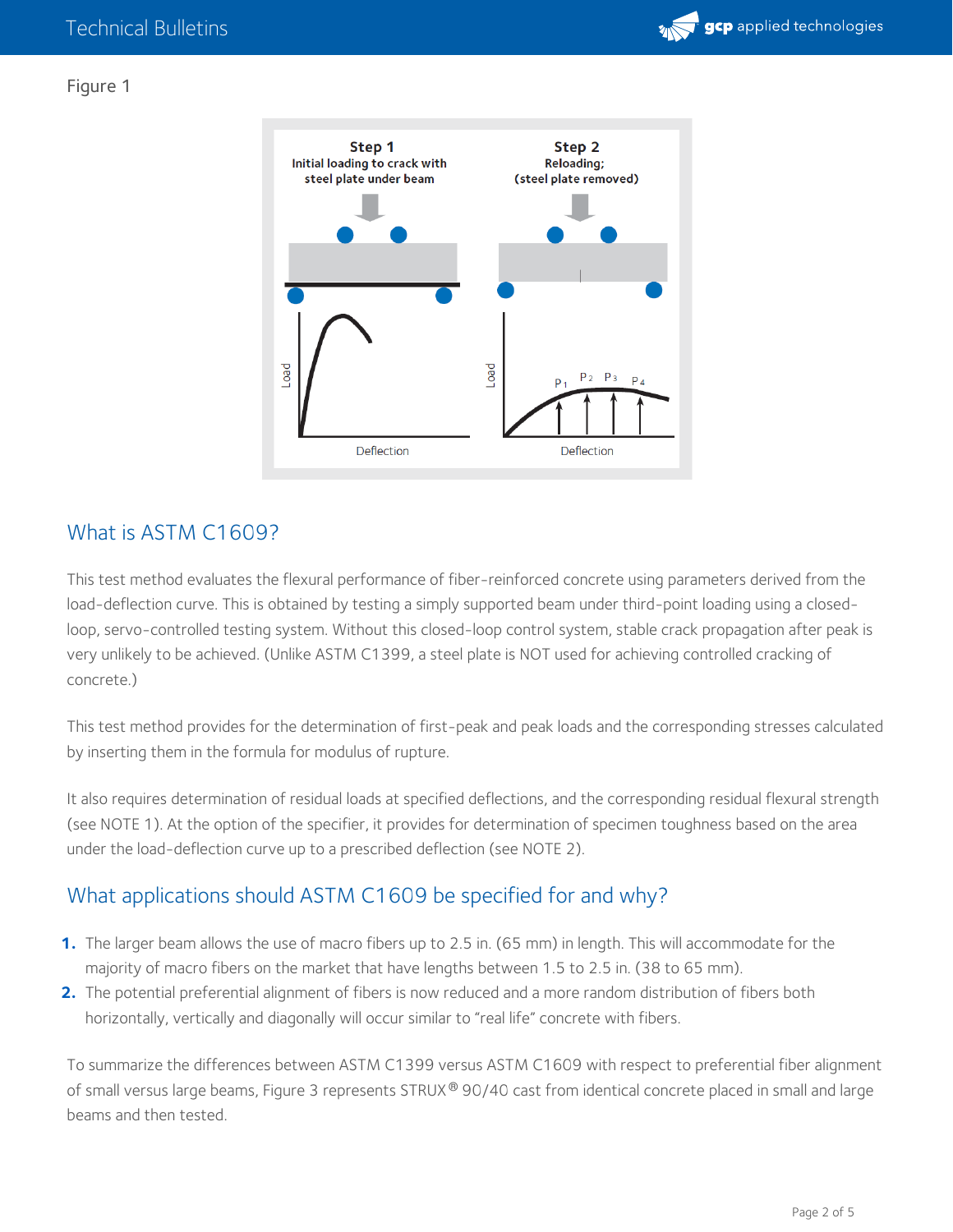Figure 1

## What is ASTM C1609?

This test method evaluates the flexural performance of fiber-reinforced concrete using parameters derived from the load-deflection curve. This is obtained by testing a simply supported beam under third-point loading using a closed-loop, servo-controlled testing system. Without this closed-loop control system, stable crack propagation after peak is very unlikely to be achieved. (Unlike ASTM C1399, a steel plate is NOT used for achieving controlled cracking of concrete.)

This test method provides for the determination of first-peak and peak loads and the corresponding stresses calculated by inserting them in the formula for modulus of rupture.

It also requires determination of residual loads at specified deflections, and the corresponding residual flexural strength (see NOTE 1). At the option of the specifier, it provides for determination of specimen toughness based on the area under the load-deflection curve up to a prescribed deflection (see NOTE 2).

## What applications should ASTM C1609 be specified for and why?

1. The larger beam allows the use of macro fibers up to 2.5 in. (65 mm) in length. This will accommodate for the majority of macro fibers on the market that have lengths between 1.5 to 2.5 in. (38 to 65 mm).
2. The potential preferential alignment of fibers is now reduced and a more random distribution of fibers both horizontally, vertically and diagonally will occur similar to "real life" concrete with fibers.

To summarize the differences between ASTM C1399 versus ASTM C1609 with respect to preferential fiber alignment of small versus large beams, Figure 3 represents STRUX® 90/40 cast from identical concrete placed in small and large beams and then tested.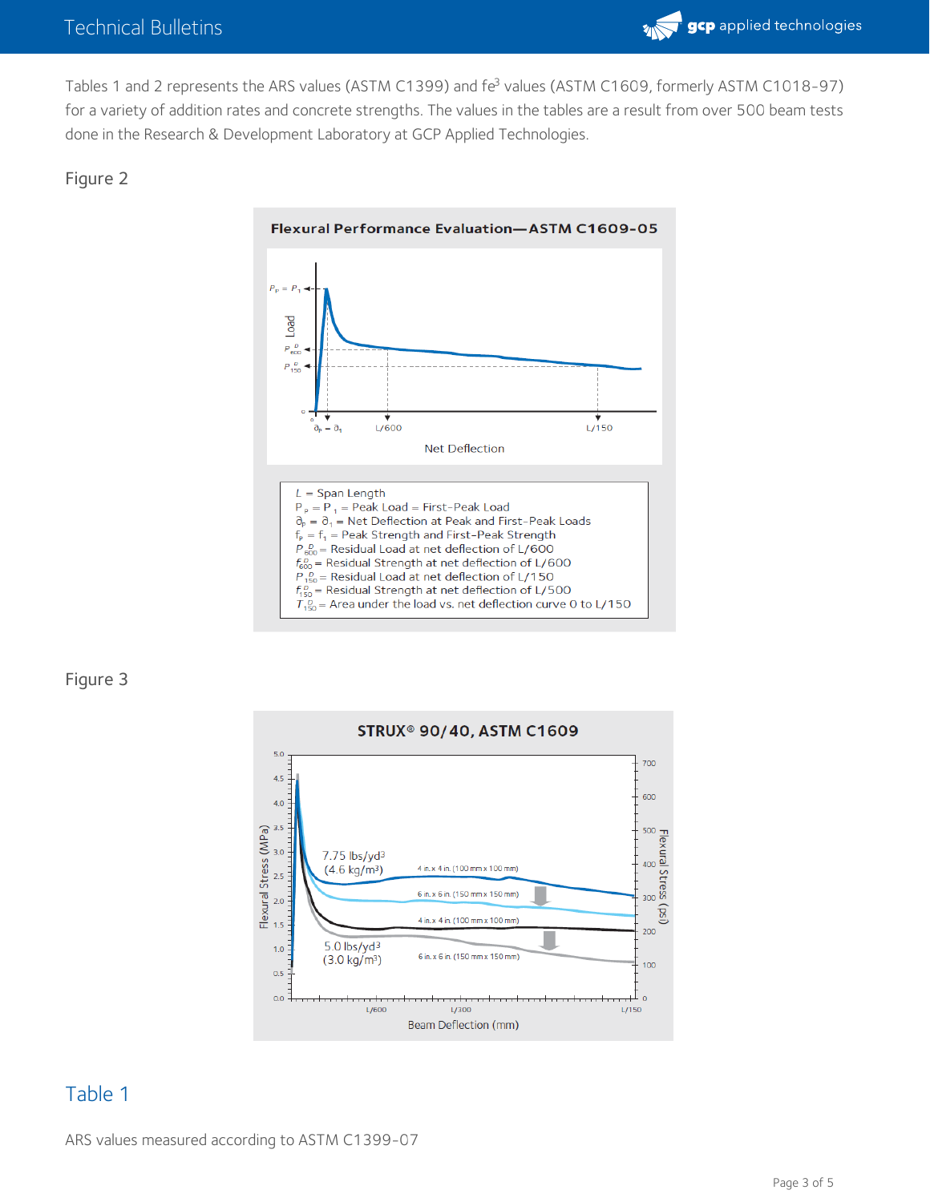Tables 1 and 2 represents the ARS values (ASTM C1399) and fe[3] values (ASTM C1609, formerly ASTM C1018-97) for a variety of addition rates and concrete strengths. The values in the tables are a result from over 500 beam tests done in the Research & Development Laboratory at GCP Applied Technologies.

Figure 2

**Flexural Performance Evaluation—ASTM C1609-05**

- $L$ = Span Length
- $P_p = P_1$ = Peak Load = First-Peak Load
- $\partial_p = \partial_1$ = Net Deflection at Peak and First-Peak Loads
- $f_p = f_1$ = Peak Strength and First-Peak Strength
- $P^D_{600}$ = Residual Load at net deflection of L/600
- $f^D_{600}$ = Residual Strength at net deflection of L/600
- $P^D_{150}$ = Residual Load at net deflection of L/150
- $f^D_{150}$ = Residual Strength at net deflection of L/500
- $T^D_{150}$ = Area under the load vs. net deflection curve 0 to L/150

Figure 3

**STRUX® 90/40, ASTM C1609**

## Table 1

ARS values measured according to ASTM C1399-07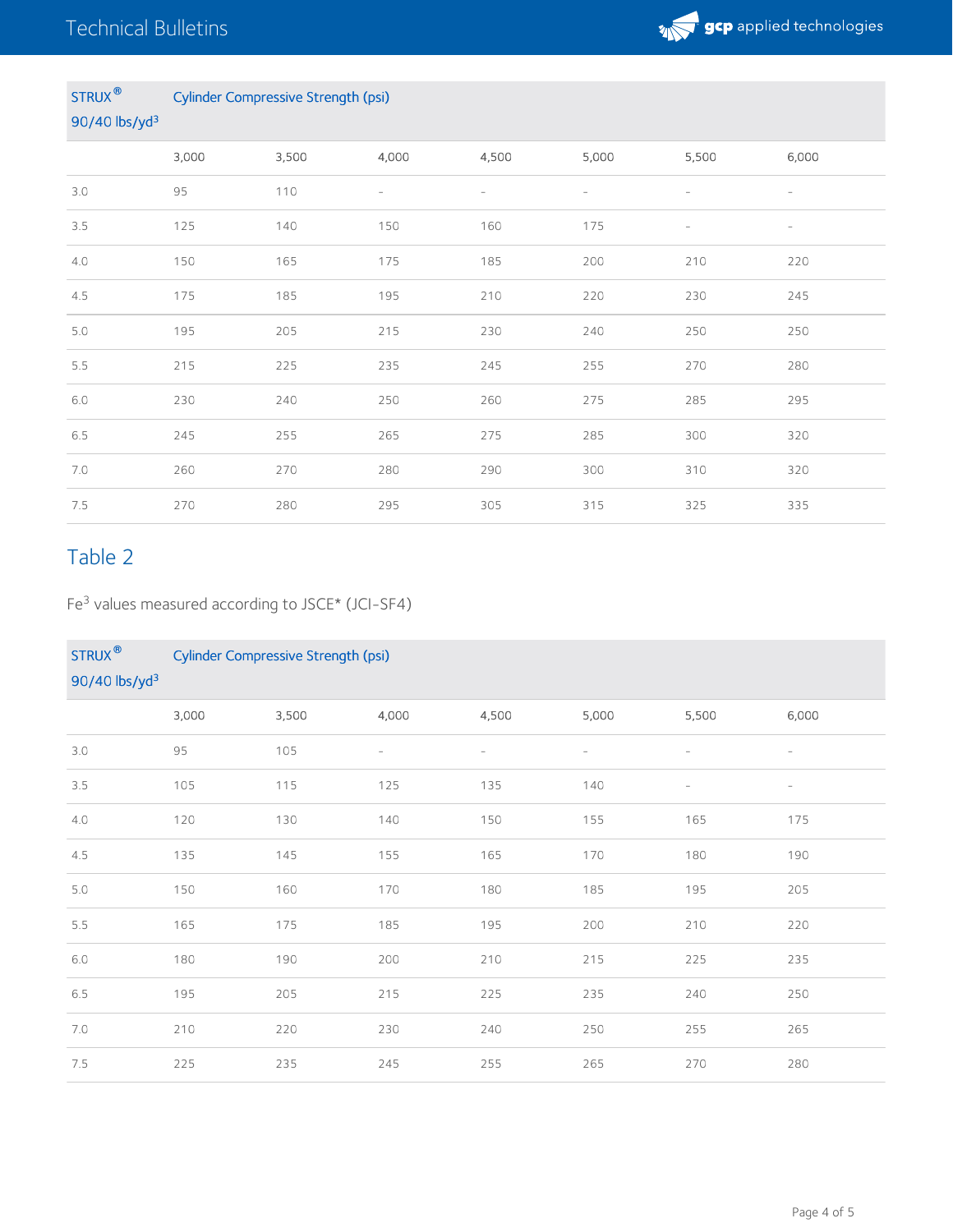| STRUX® 90/40 lbs/yd³ | Cylinder Compressive Strength (psi) | | | | | | |
|---|---|---|---|---|---|---|---|
| | 3,000 | 3,500 | 4,000 | 4,500 | 5,000 | 5,500 | 6,000 |
| 3.0 | 95 | 110 | - | - | - | - | - |
| 3.5 | 125 | 140 | 150 | 160 | 175 | - | - |
| 4.0 | 150 | 165 | 175 | 185 | 200 | 210 | 220 |
| 4.5 | 175 | 185 | 195 | 210 | 220 | 230 | 245 |
| 5.0 | 195 | 205 | 215 | 230 | 240 | 250 | 250 |
| 5.5 | 215 | 225 | 235 | 245 | 255 | 270 | 280 |
| 6.0 | 230 | 240 | 250 | 260 | 275 | 285 | 295 |
| 6.5 | 245 | 255 | 265 | 275 | 285 | 300 | 320 |
| 7.0 | 260 | 270 | 280 | 290 | 300 | 310 | 320 |
| 7.5 | 270 | 280 | 295 | 305 | 315 | 325 | 335 |

## Table 2

Fe³ values measured according to JSCE* (JCI-SF4)

| STRUX® 90/40 lbs/yd³ | Cylinder Compressive Strength (psi) | | | | | | |
|---|---|---|---|---|---|---|---|
| | 3,000 | 3,500 | 4,000 | 4,500 | 5,000 | 5,500 | 6,000 |
| 3.0 | 95 | 105 | - | - | - | - | - |
| 3.5 | 105 | 115 | 125 | 135 | 140 | - | - |
| 4.0 | 120 | 130 | 140 | 150 | 155 | 165 | 175 |
| 4.5 | 135 | 145 | 155 | 165 | 170 | 180 | 190 |
| 5.0 | 150 | 160 | 170 | 180 | 185 | 195 | 205 |
| 5.5 | 165 | 175 | 185 | 195 | 200 | 210 | 220 |
| 6.0 | 180 | 190 | 200 | 210 | 215 | 225 | 235 |
| 6.5 | 195 | 205 | 215 | 225 | 235 | 240 | 250 |
| 7.0 | 210 | 220 | 230 | 240 | 250 | 255 | 265 |
| 7.5 | 225 | 235 | 245 | 255 | 265 | 270 | 280 |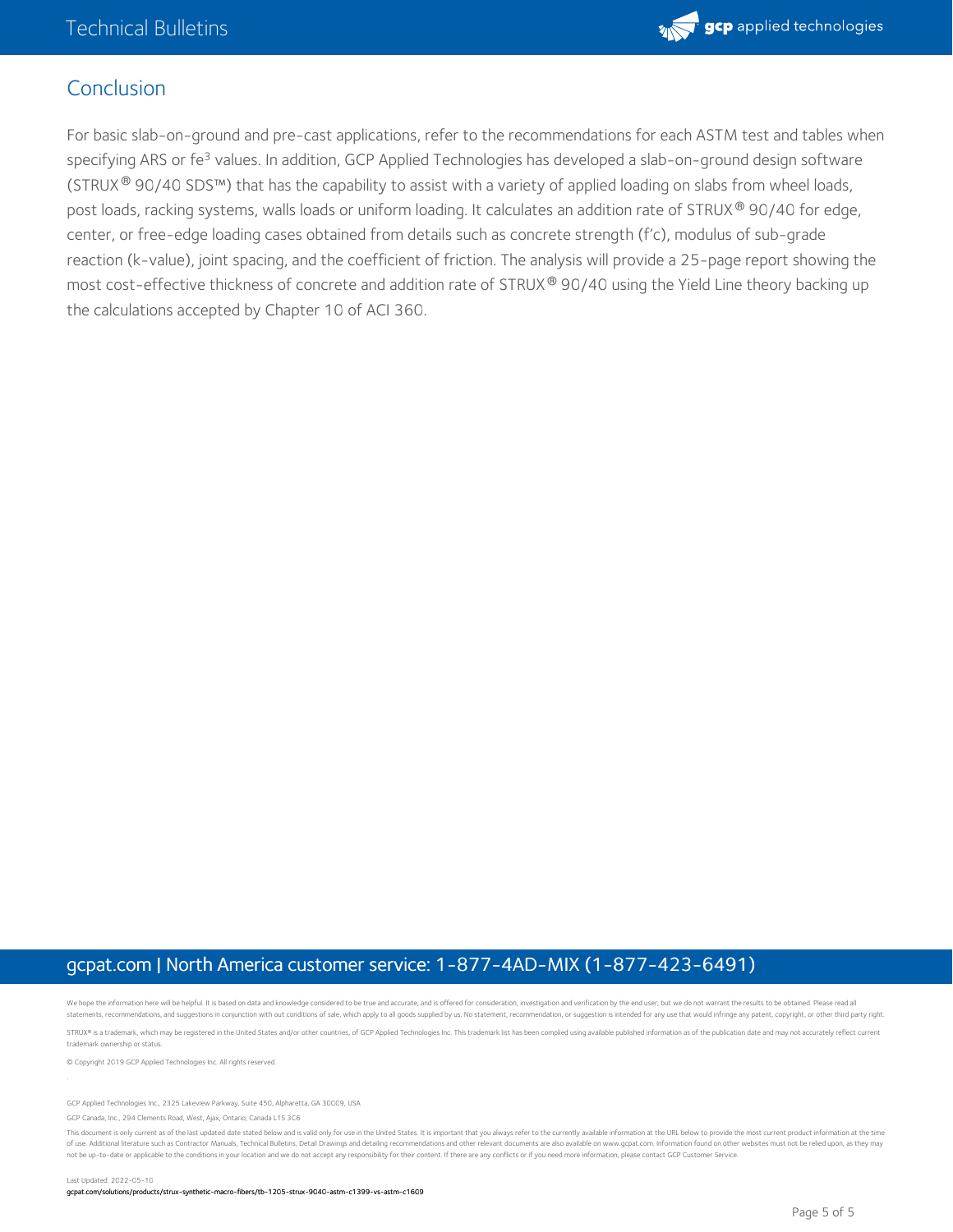## Conclusion

For basic slab-on-ground and pre-cast applications, refer to the recommendations for each ASTM test and tables when specifying ARS or $fe^3$ values. In addition, GCP Applied Technologies has developed a slab-on-ground design software (STRUX® 90/40 SDS™) that has the capability to assist with a variety of applied loading on slabs from wheel loads, post loads, racking systems, walls loads or uniform loading. It calculates an addition rate of STRUX® 90/40 for edge, center, or free-edge loading cases obtained from details such as concrete strength (f'c), modulus of sub-grade reaction (k-value), joint spacing, and the coefficient of friction. The analysis will provide a 25-page report showing the most cost-effective thickness of concrete and addition rate of STRUX® 90/40 using the Yield Line theory backing up the calculations accepted by Chapter 10 of ACI 360.

gcpat.com | North America customer service: 1-877-4AD-MIX (1-877-423-6491)

We hope the information here will be helpful. It is based on data and knowledge considered to be true and accurate, and is offered for consideration, investigation and verification by the end user, but we do not warrant the results to be obtained. Please read all statements, recommendations, and suggestions in conjunction with out conditions of sale, which apply to all goods supplied by us. No statement, recommendation, or suggestion is intended for any use that would infringe any patent, copyright, or other third party right.

STRUX® is a trademark, which may be registered in the United States and/or other countries, of GCP Applied Technologies Inc. This trademark list has been complied using available published information as of the publication date and may not accurately reflect current trademark ownership or status.

© Copyright 2019 GCP Applied Technologies Inc. All rights reserved.

GCP Applied Technologies Inc., 2325 Lakeview Parkway, Suite 450, Alpharetta, GA 30009, USA

GCP Canada, Inc., 294 Clements Road, West, Ajax, Ontario, Canada L1S 3C6

This document is only current as of the last updated date stated below and is valid only for use in the United States. It is important that you always refer to the currently available information at the URL below to provide the most current product information at the time of use. Additional literature such as Contractor Manuals, Technical Bulletins, Detail Drawings and detailing recommendations and other relevant documents are also available on www.gcpat.com. Information found on other websites must not be relied upon, as they may not be up-to-date or applicable to the conditions in your location and we do not accept any responsibility for their content. If there are any conflicts or if you need more information, please contact GCP Customer Service.

Last Updated: 2022-05-10

gcpat.com/solutions/products/strux-synthetic-macro-fibers/tb-1205-strux-9040-astm-c1399-vs-astm-c1609